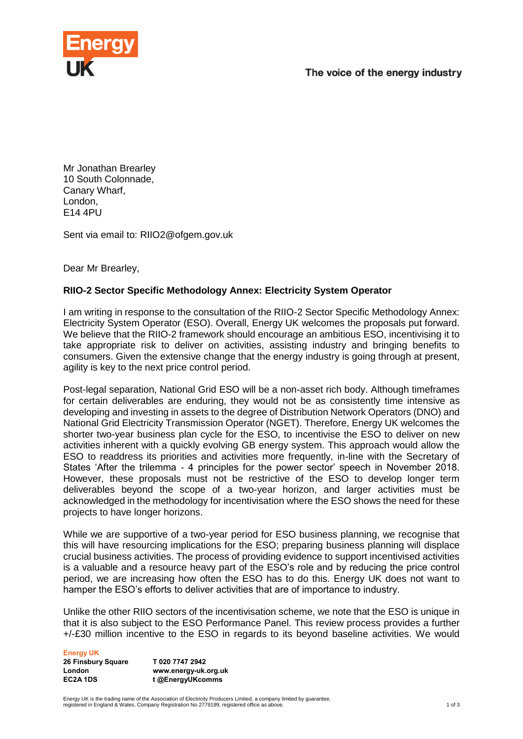The voice of the energy industry

Mr Jonathan Brearley
10 South Colonnade,
Canary Wharf,
London,
E14 4PU

Sent via email to: RIIO2@ofgem.gov.uk

Dear Mr Brearley,

**RIIO-2 Sector Specific Methodology Annex: Electricity System Operator**

I am writing in response to the consultation of the RIIO-2 Sector Specific Methodology Annex: Electricity System Operator (ESO). Overall, Energy UK welcomes the proposals put forward. We believe that the RIIO-2 framework should encourage an ambitious ESO, incentivising it to take appropriate risk to deliver on activities, assisting industry and bringing benefits to consumers. Given the extensive change that the energy industry is going through at present, agility is key to the next price control period.

Post-legal separation, National Grid ESO will be a non-asset rich body. Although timeframes for certain deliverables are enduring, they would not be as consistently time intensive as developing and investing in assets to the degree of Distribution Network Operators (DNO) and National Grid Electricity Transmission Operator (NGET). Therefore, Energy UK welcomes the shorter two-year business plan cycle for the ESO, to incentivise the ESO to deliver on new activities inherent with a quickly evolving GB energy system. This approach would allow the ESO to readdress its priorities and activities more frequently, in-line with the Secretary of States 'After the trilemma - 4 principles for the power sector' speech in November 2018. However, these proposals must not be restrictive of the ESO to develop longer term deliverables beyond the scope of a two-year horizon, and larger activities must be acknowledged in the methodology for incentivisation where the ESO shows the need for these projects to have longer horizons.

While we are supportive of a two-year period for ESO business planning, we recognise that this will have resourcing implications for the ESO; preparing business planning will displace crucial business activities. The process of providing evidence to support incentivised activities is a valuable and a resource heavy part of the ESO's role and by reducing the price control period, we are increasing how often the ESO has to do this. Energy UK does not want to hamper the ESO's efforts to deliver activities that are of importance to industry.

Unlike the other RIIO sectors of the incentivisation scheme, we note that the ESO is unique in that it is also subject to the ESO Performance Panel. This review process provides a further +/-£30 million incentive to the ESO in regards to its beyond baseline activities. We would

**Energy UK**
**26 Finsbury Square** **T 020 7747 2942**
**London** **www.energy-uk.org.uk**
**EC2A 1DS** **t @EnergyUKcomms**

Energy UK is the trading name of the Association of Electricity Producers Limited, a company limited by guarantee, registered in England & Wales, Company Registration No 2779199, registered office as above.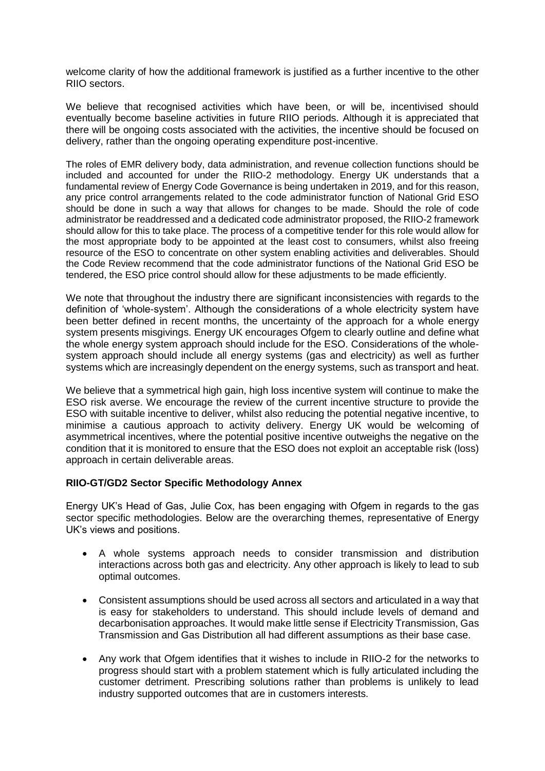welcome clarity of how the additional framework is justified as a further incentive to the other RIIO sectors.

We believe that recognised activities which have been, or will be, incentivised should eventually become baseline activities in future RIIO periods. Although it is appreciated that there will be ongoing costs associated with the activities, the incentive should be focused on delivery, rather than the ongoing operating expenditure post-incentive.

The roles of EMR delivery body, data administration, and revenue collection functions should be included and accounted for under the RIIO-2 methodology. Energy UK understands that a fundamental review of Energy Code Governance is being undertaken in 2019, and for this reason, any price control arrangements related to the code administrator function of National Grid ESO should be done in such a way that allows for changes to be made. Should the role of code administrator be readdressed and a dedicated code administrator proposed, the RIIO-2 framework should allow for this to take place. The process of a competitive tender for this role would allow for the most appropriate body to be appointed at the least cost to consumers, whilst also freeing resource of the ESO to concentrate on other system enabling activities and deliverables. Should the Code Review recommend that the code administrator functions of the National Grid ESO be tendered, the ESO price control should allow for these adjustments to be made efficiently.

We note that throughout the industry there are significant inconsistencies with regards to the definition of 'whole-system'. Although the considerations of a whole electricity system have been better defined in recent months, the uncertainty of the approach for a whole energy system presents misgivings. Energy UK encourages Ofgem to clearly outline and define what the whole energy system approach should include for the ESO. Considerations of the whole-system approach should include all energy systems (gas and electricity) as well as further systems which are increasingly dependent on the energy systems, such as transport and heat.

We believe that a symmetrical high gain, high loss incentive system will continue to make the ESO risk averse. We encourage the review of the current incentive structure to provide the ESO with suitable incentive to deliver, whilst also reducing the potential negative incentive, to minimise a cautious approach to activity delivery. Energy UK would be welcoming of asymmetrical incentives, where the potential positive incentive outweighs the negative on the condition that it is monitored to ensure that the ESO does not exploit an acceptable risk (loss) approach in certain deliverable areas.

**RIIO-GT/GD2 Sector Specific Methodology Annex**

Energy UK's Head of Gas, Julie Cox, has been engaging with Ofgem in regards to the gas sector specific methodologies. Below are the overarching themes, representative of Energy UK's views and positions.

- A whole systems approach needs to consider transmission and distribution interactions across both gas and electricity. Any other approach is likely to lead to sub optimal outcomes.
- Consistent assumptions should be used across all sectors and articulated in a way that is easy for stakeholders to understand. This should include levels of demand and decarbonisation approaches. It would make little sense if Electricity Transmission, Gas Transmission and Gas Distribution all had different assumptions as their base case.
- Any work that Ofgem identifies that it wishes to include in RIIO-2 for the networks to progress should start with a problem statement which is fully articulated including the customer detriment. Prescribing solutions rather than problems is unlikely to lead industry supported outcomes that are in customers interests.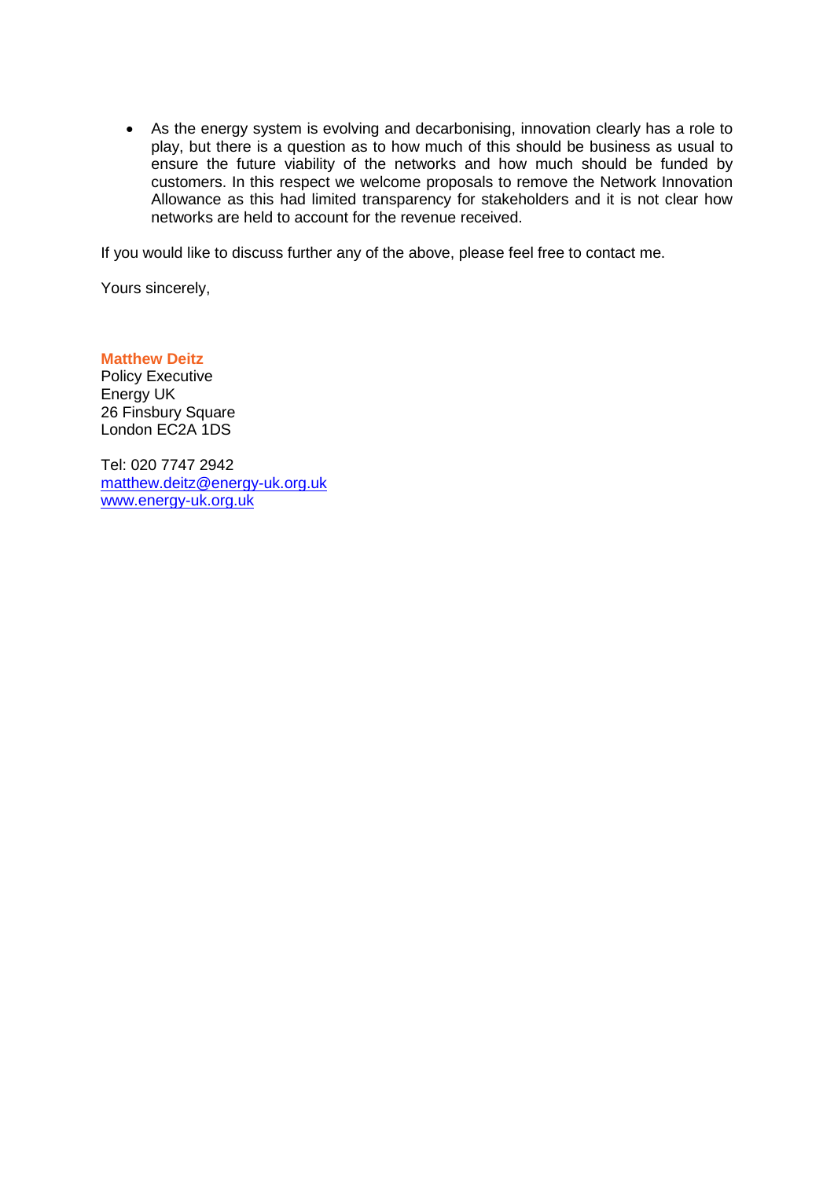- As the energy system is evolving and decarbonising, innovation clearly has a role to play, but there is a question as to how much of this should be business as usual to ensure the future viability of the networks and how much should be funded by customers. In this respect we welcome proposals to remove the Network Innovation Allowance as this had limited transparency for stakeholders and it is not clear how networks are held to account for the revenue received.

If you would like to discuss further any of the above, please feel free to contact me.

Yours sincerely,

**Matthew Deitz**
Policy Executive
Energy UK
26 Finsbury Square
London EC2A 1DS

Tel: 020 7747 2942
matthew.deitz@energy-uk.org.uk
www.energy-uk.org.uk